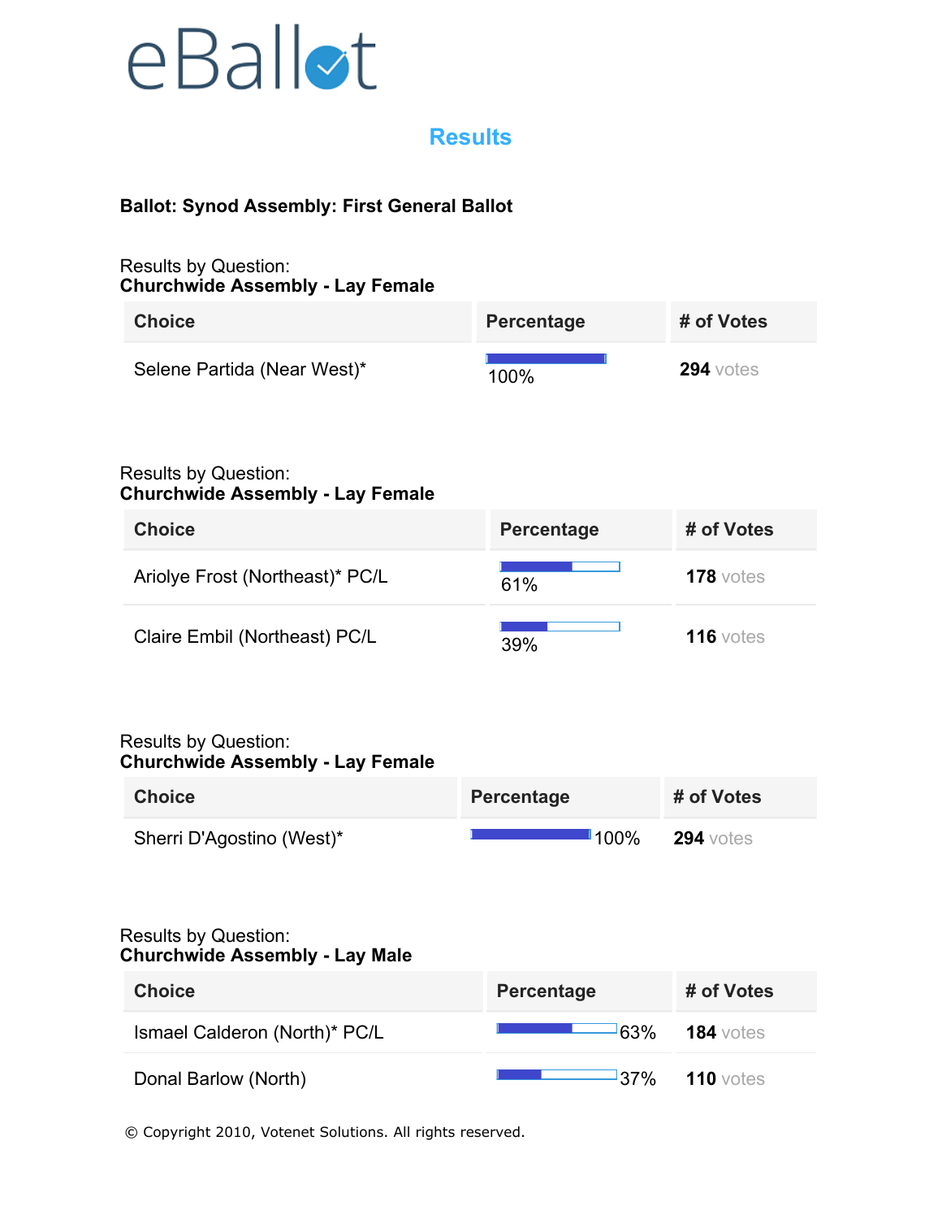eBallot

## Results

**Ballot: Synod Assembly: First General Ballot**

Results by Question:
**Churchwide Assembly - Lay Female**

| Choice | Percentage | # of Votes |
| --- | --- | --- |
| Selene Partida (Near West)* | 100% | **294** votes |

Results by Question:
**Churchwide Assembly - Lay Female**

| Choice | Percentage | # of Votes |
| --- | --- | --- |
| Ariolye Frost (Northeast)* PC/L | 61% | **178** votes |
| Claire Embil (Northeast) PC/L | 39% | **116** votes |

Results by Question:
**Churchwide Assembly - Lay Female**

| Choice | Percentage | # of Votes |
| --- | --- | --- |
| Sherri D'Agostino (West)* | 100% | **294** votes |

Results by Question:
**Churchwide Assembly - Lay Male**

| Choice | Percentage | # of Votes |
| --- | --- | --- |
| Ismael Calderon (North)* PC/L | 63% | **184** votes |
| Donal Barlow (North) | 37% | **110** votes |

© Copyright 2010, Votenet Solutions. All rights reserved.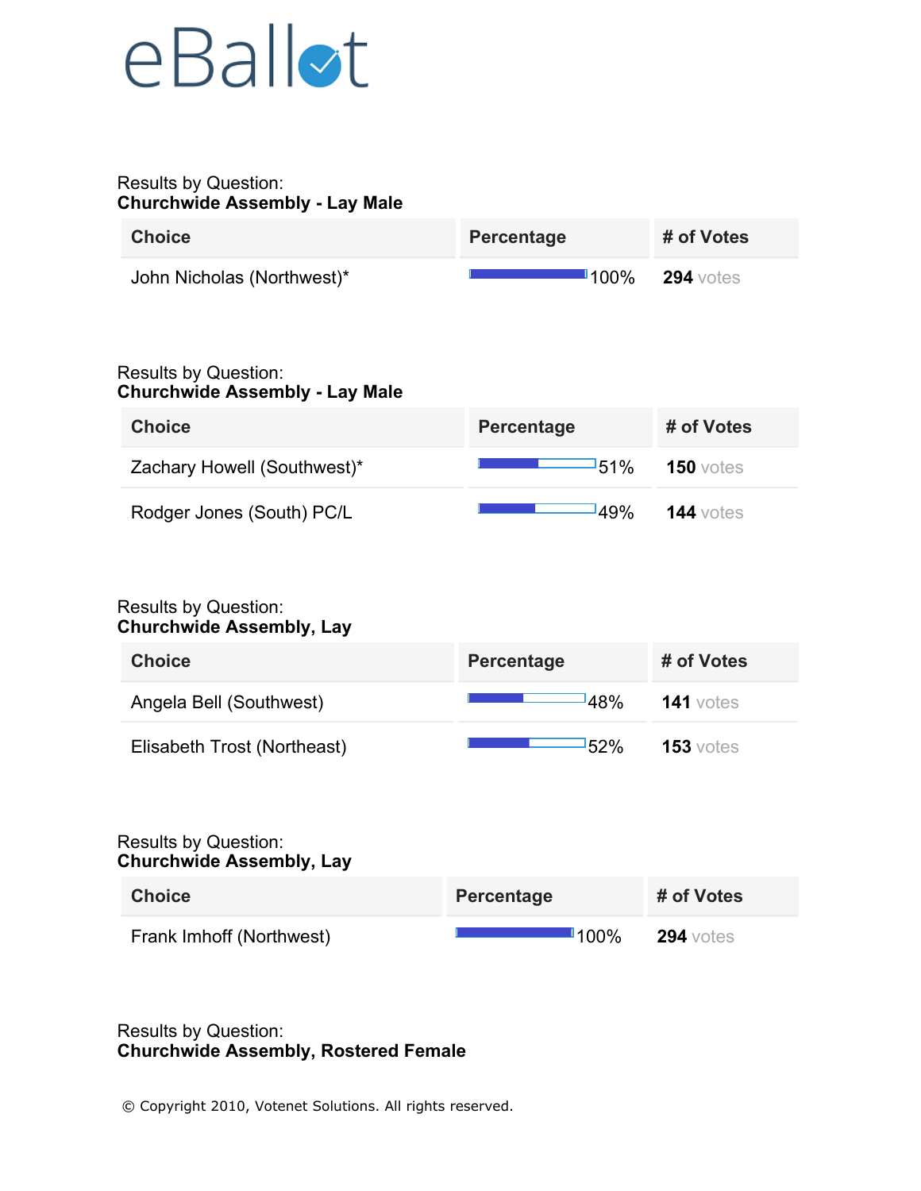Results by Question:
**Churchwide Assembly - Lay Male**

| Choice | Percentage | # of Votes |
|---|---|---|
| John Nicholas (Northwest)* | 100% | **294** votes |

Results by Question:
**Churchwide Assembly - Lay Male**

| Choice | Percentage | # of Votes |
|---|---|---|
| Zachary Howell (Southwest)* | 51% | **150** votes |
| Rodger Jones (South) PC/L | 49% | **144** votes |

Results by Question:
**Churchwide Assembly, Lay**

| Choice | Percentage | # of Votes |
|---|---|---|
| Angela Bell (Southwest) | 48% | **141** votes |
| Elisabeth Trost (Northeast) | 52% | **153** votes |

Results by Question:
**Churchwide Assembly, Lay**

| Choice | Percentage | # of Votes |
|---|---|---|
| Frank Imhoff (Northwest) | 100% | **294** votes |

Results by Question:
**Churchwide Assembly, Rostered Female**

© Copyright 2010, Votenet Solutions. All rights reserved.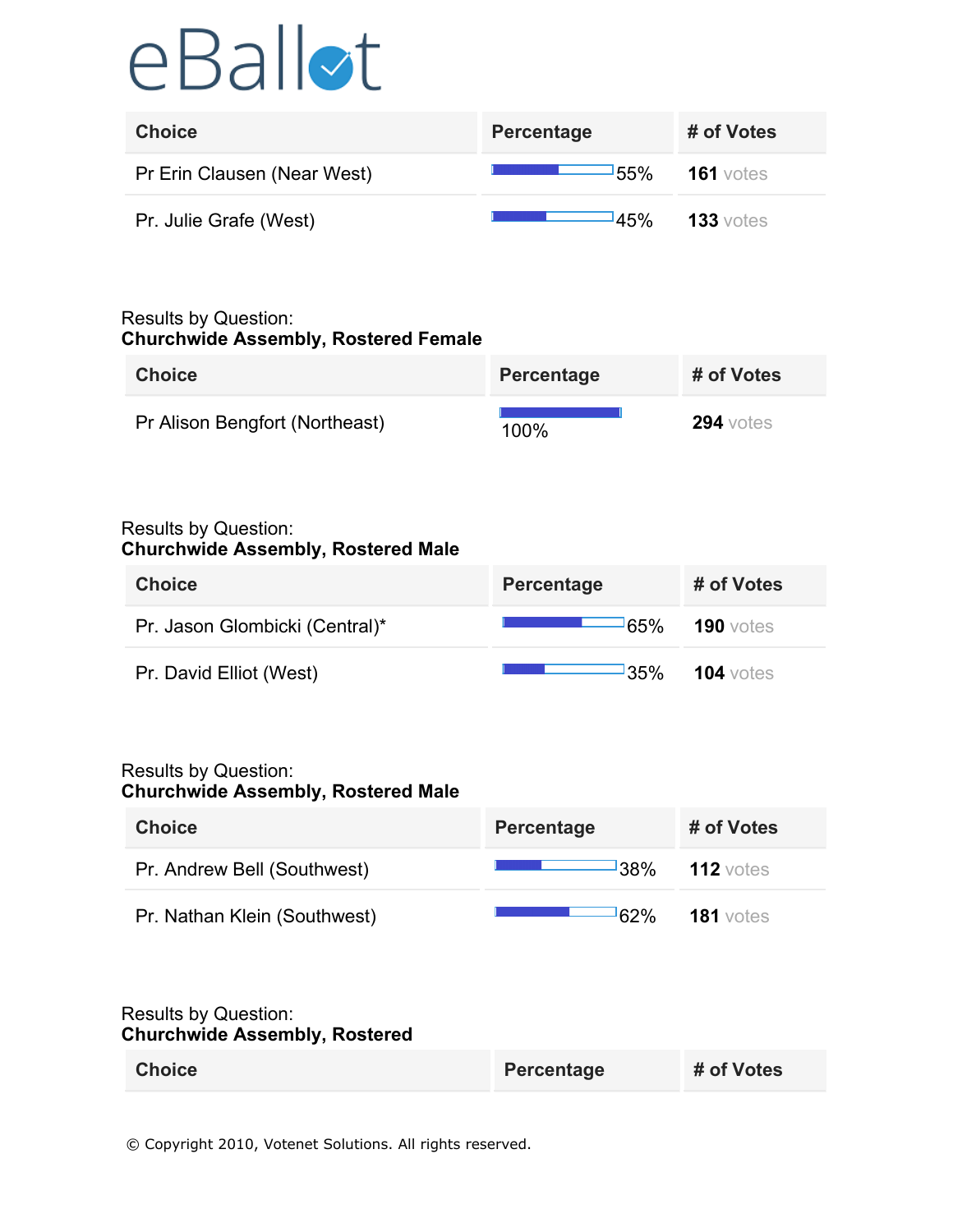eBallot

| Choice | Percentage | # of Votes |
| --- | --- | --- |
| Pr Erin Clausen (Near West) | 55% | **161** votes |
| Pr. Julie Grafe (West) | 45% | **133** votes |

Results by Question:
**Churchwide Assembly, Rostered Female**

| Choice | Percentage | # of Votes |
| --- | --- | --- |
| Pr Alison Bengfort (Northeast) | 100% | **294** votes |

Results by Question:
**Churchwide Assembly, Rostered Male**

| Choice | Percentage | # of Votes |
| --- | --- | --- |
| Pr. Jason Glombicki (Central)* | 65% | **190** votes |
| Pr. David Elliot (West) | 35% | **104** votes |

Results by Question:
**Churchwide Assembly, Rostered Male**

| Choice | Percentage | # of Votes |
| --- | --- | --- |
| Pr. Andrew Bell (Southwest) | 38% | **112** votes |
| Pr. Nathan Klein (Southwest) | 62% | **181** votes |

Results by Question:
**Churchwide Assembly, Rostered**

| Choice | Percentage | # of Votes |
| --- | --- | --- |

© Copyright 2010, Votenet Solutions. All rights reserved.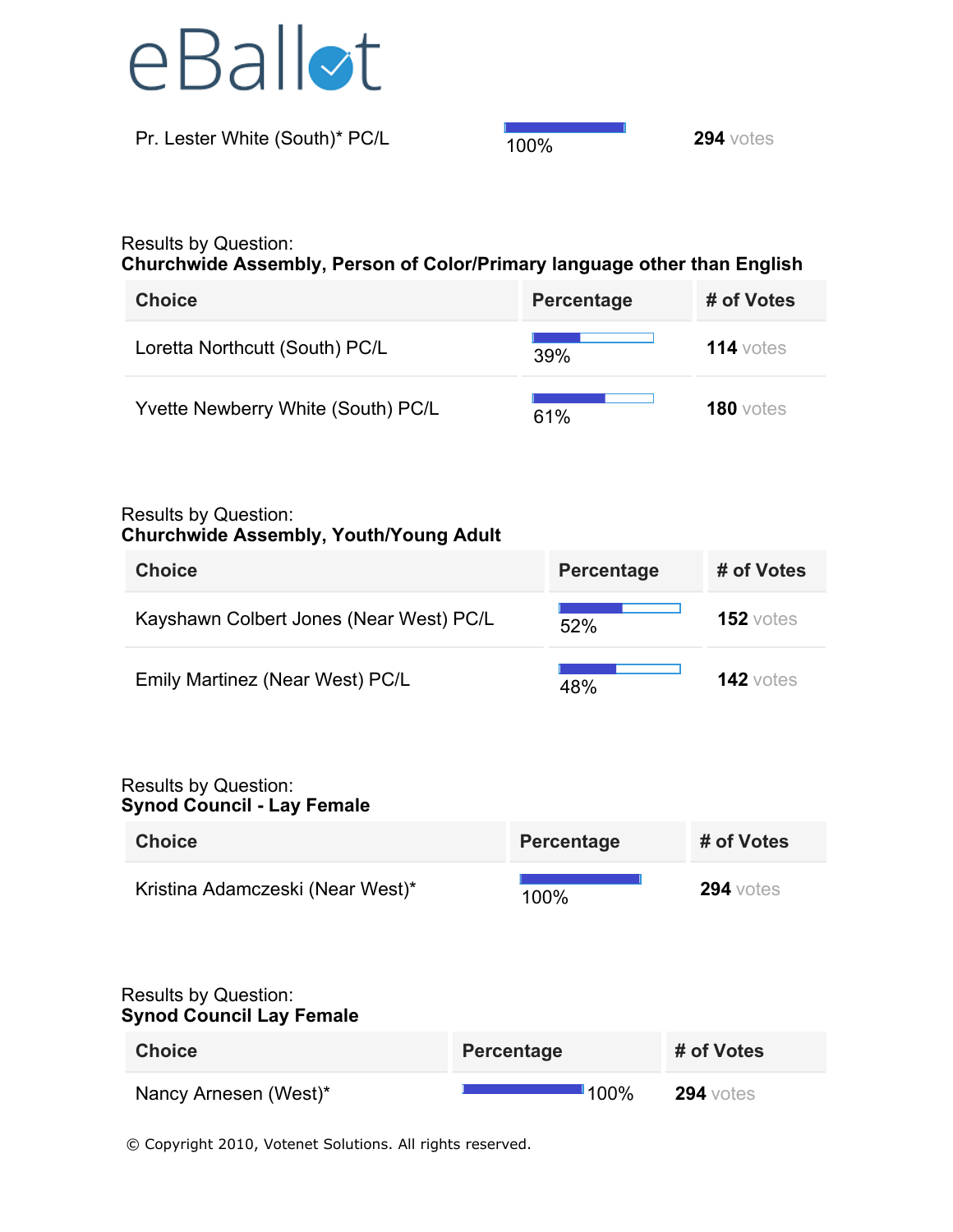eBallot

| Pr. Lester White (South)* PC/L | 100% | **294** votes |
|---|---|---|

Results by Question:
**Churchwide Assembly, Person of Color/Primary language other than English**

| Choice | Percentage | # of Votes |
|---|---|---|
| Loretta Northcutt (South) PC/L | 39% | **114** votes |
| Yvette Newberry White (South) PC/L | 61% | **180** votes |

Results by Question:
**Churchwide Assembly, Youth/Young Adult**

| Choice | Percentage | # of Votes |
|---|---|---|
| Kayshawn Colbert Jones (Near West) PC/L | 52% | **152** votes |
| Emily Martinez (Near West) PC/L | 48% | **142** votes |

Results by Question:
**Synod Council - Lay Female**

| Choice | Percentage | # of Votes |
|---|---|---|
| Kristina Adamczeski (Near West)* | 100% | **294** votes |

Results by Question:
**Synod Council Lay Female**

| Choice | Percentage | # of Votes |
|---|---|---|
| Nancy Arnesen (West)* | 100% | **294** votes |

© Copyright 2010, Votenet Solutions. All rights reserved.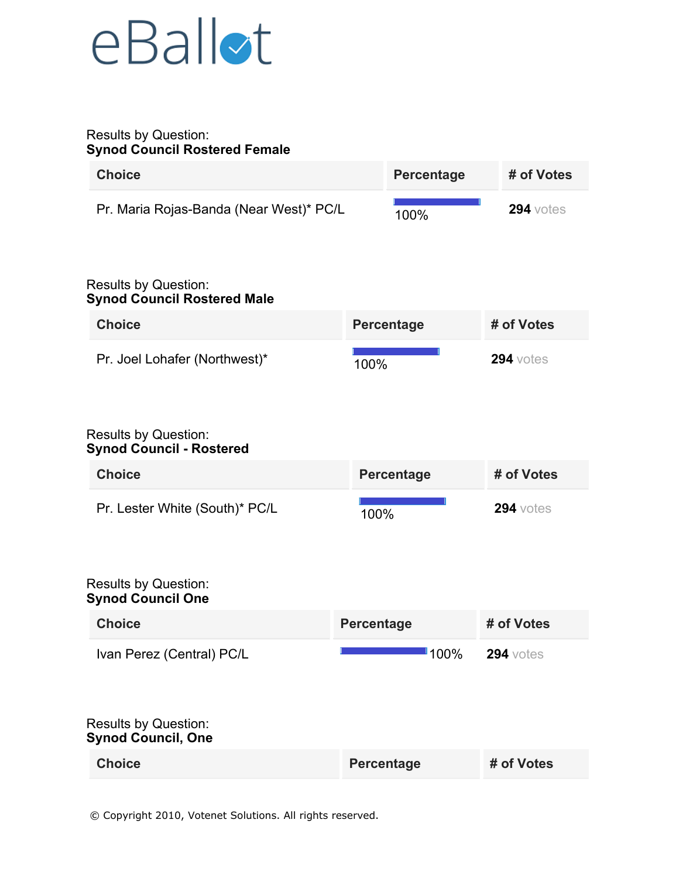Results by Question:
**Synod Council Rostered Female**

| Choice | Percentage | # of Votes |
|---|---|---|
| Pr. Maria Rojas-Banda (Near West)* PC/L | 100% | **294** votes |

Results by Question:
**Synod Council Rostered Male**

| Choice | Percentage | # of Votes |
|---|---|---|
| Pr. Joel Lohafer (Northwest)* | 100% | **294** votes |

Results by Question:
**Synod Council - Rostered**

| Choice | Percentage | # of Votes |
|---|---|---|
| Pr. Lester White (South)* PC/L | 100% | **294** votes |

Results by Question:
**Synod Council One**

| Choice | Percentage | # of Votes |
|---|---|---|
| Ivan Perez (Central) PC/L | 100% | **294** votes |

Results by Question:
**Synod Council, One**

| Choice | Percentage | # of Votes |
|---|---|---|

© Copyright 2010, Votenet Solutions. All rights reserved.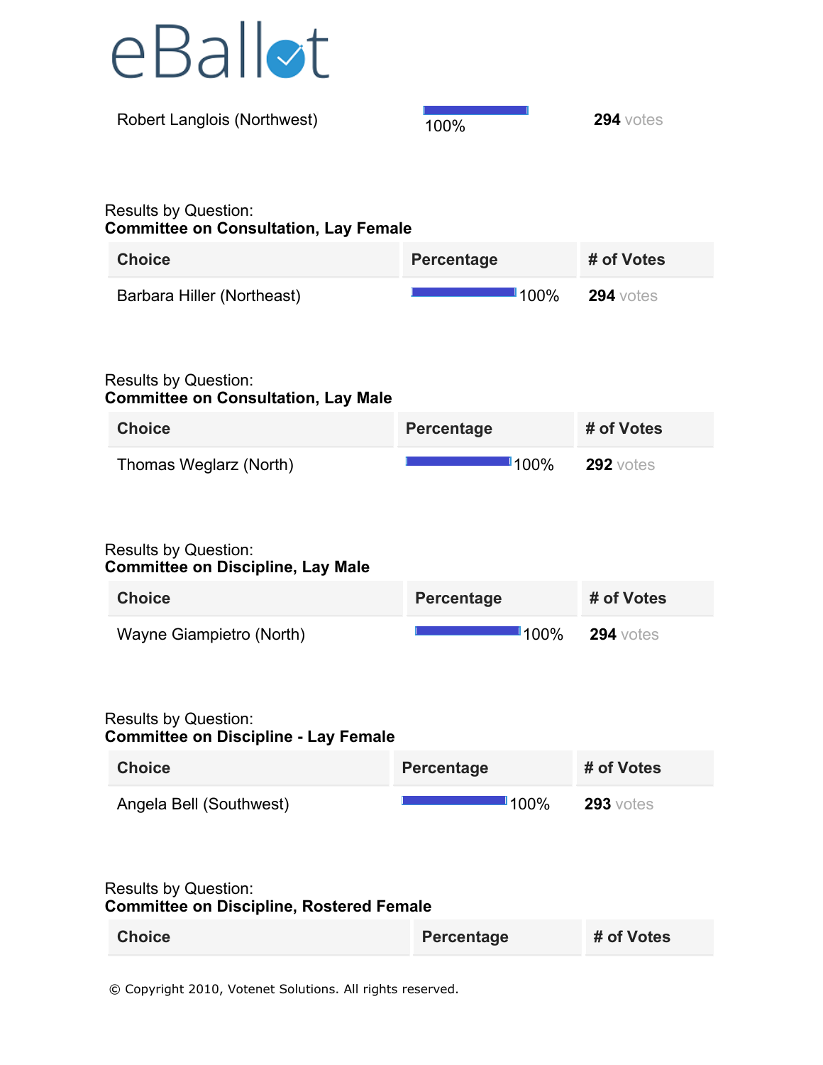| Robert Langlois (Northwest) | 100% | **294** votes |
|---|---|---|

Results by Question:
**Committee on Consultation, Lay Female**

| Choice | Percentage | # of Votes |
|---|---|---|
| Barbara Hiller (Northeast) | 100% | **294** votes |

Results by Question:
**Committee on Consultation, Lay Male**

| Choice | Percentage | # of Votes |
|---|---|---|
| Thomas Weglarz (North) | 100% | **292** votes |

Results by Question:
**Committee on Discipline, Lay Male**

| Choice | Percentage | # of Votes |
|---|---|---|
| Wayne Giampietro (North) | 100% | **294** votes |

Results by Question:
**Committee on Discipline - Lay Female**

| Choice | Percentage | # of Votes |
|---|---|---|
| Angela Bell (Southwest) | 100% | **293** votes |

Results by Question:
**Committee on Discipline, Rostered Female**

| Choice | Percentage | # of Votes |
|---|---|---|

© Copyright 2010, Votenet Solutions. All rights reserved.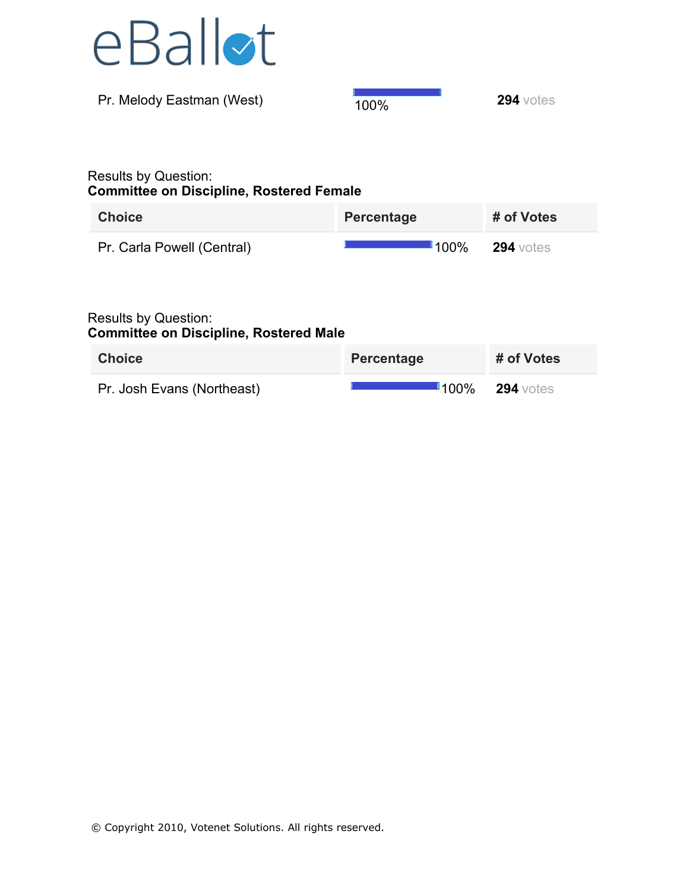| | | |
|---|---|---|
| Pr. Melody Eastman (West) | 100% | **294** votes |

Results by Question:
**Committee on Discipline, Rostered Female**

| Choice | Percentage | # of Votes |
|---|---|---|
| Pr. Carla Powell (Central) | 100% | **294** votes |

Results by Question:
**Committee on Discipline, Rostered Male**

| Choice | Percentage | # of Votes |
|---|---|---|
| Pr. Josh Evans (Northeast) | 100% | **294** votes |

© Copyright 2010, Votenet Solutions. All rights reserved.